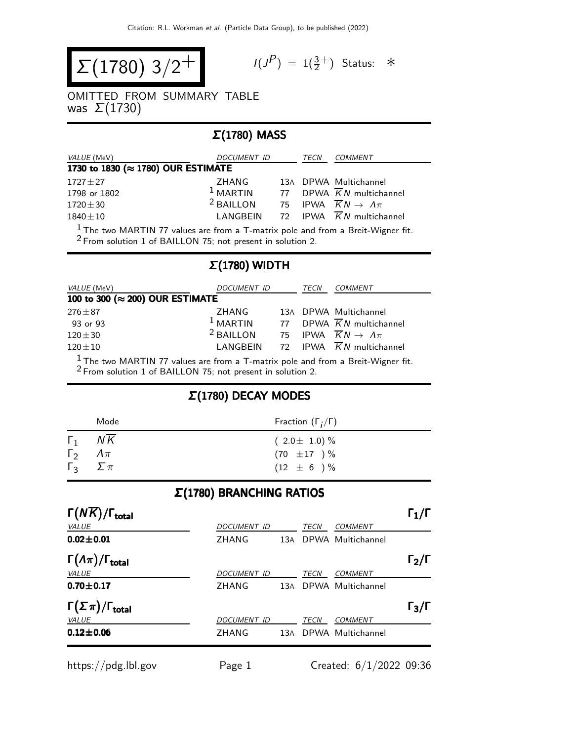# $\Sigma(1780)$ $3/2^+$

$I(J^P) = 1(\frac{3}{2}^+)$ Status: $*$

OMITTED FROM SUMMARY TABLE
was $\Sigma(1730)$

## $\Sigma(1780)$ MASS

| VALUE (MeV) | DOCUMENT ID | | TECN | COMMENT |
|---|---|---|---|---|
| **1730 to 1830 (≈ 1780) OUR ESTIMATE** | | | | |
| $1727 \pm 27$ | ZHANG | 13A | DPWA | Multichannel |
| 1798 or 1802 | [1] MARTIN | 77 | DPWA | $\overline{K}N$ multichannel |
| $1720 \pm 30$ | [2] BAILLON | 75 | IPWA | $\overline{K}N \to \Lambda\pi$ |
| $1840 \pm 10$ | LANGBEIN | 72 | IPWA | $\overline{K}N$ multichannel |

[1] The two MARTIN 77 values are from a T-matrix pole and from a Breit-Wigner fit.
[2] From solution 1 of BAILLON 75; not present in solution 2.

## $\Sigma(1780)$ WIDTH

| VALUE (MeV) | DOCUMENT ID | | TECN | COMMENT |
|---|---|---|---|---|
| **100 to 300 (≈ 200) OUR ESTIMATE** | | | | |
| $276 \pm 87$ | ZHANG | 13A | DPWA | Multichannel |
| 93 or 93 | [1] MARTIN | 77 | DPWA | $\overline{K}N$ multichannel |
| $120 \pm 30$ | [2] BAILLON | 75 | IPWA | $\overline{K}N \to \Lambda\pi$ |
| $120 \pm 10$ | LANGBEIN | 72 | IPWA | $\overline{K}N$ multichannel |

[1] The two MARTIN 77 values are from a T-matrix pole and from a Breit-Wigner fit.
[2] From solution 1 of BAILLON 75; not present in solution 2.

## $\Sigma(1780)$ DECAY MODES

| | Mode | Fraction $(\Gamma_i/\Gamma)$ |
|---|---|---|
| $\Gamma_1$ | $N\overline{K}$ | $(2.0 \pm 1.0)$ % |
| $\Gamma_2$ | $\Lambda\pi$ | $(70 \pm 17)$ % |
| $\Gamma_3$ | $\Sigma\pi$ | $(12 \pm 6)$ % |

## $\Sigma(1780)$ BRANCHING RATIOS

**$\Gamma(N\overline{K})/\Gamma_{\text{total}}$** $\Gamma_1/\Gamma$

| VALUE | DOCUMENT ID | | TECN | COMMENT |
|---|---|---|---|---|
| **$0.02 \pm 0.01$** | ZHANG | 13A | DPWA | Multichannel |

**$\Gamma(\Lambda\pi)/\Gamma_{\text{total}}$** $\Gamma_2/\Gamma$

| VALUE | DOCUMENT ID | | TECN | COMMENT |
|---|---|---|---|---|
| **$0.70 \pm 0.17$** | ZHANG | 13A | DPWA | Multichannel |

**$\Gamma(\Sigma\pi)/\Gamma_{\text{total}}$** $\Gamma_3/\Gamma$

| VALUE | DOCUMENT ID | | TECN | COMMENT |
|---|---|---|---|---|
| **$0.12 \pm 0.06$** | ZHANG | 13A | DPWA | Multichannel |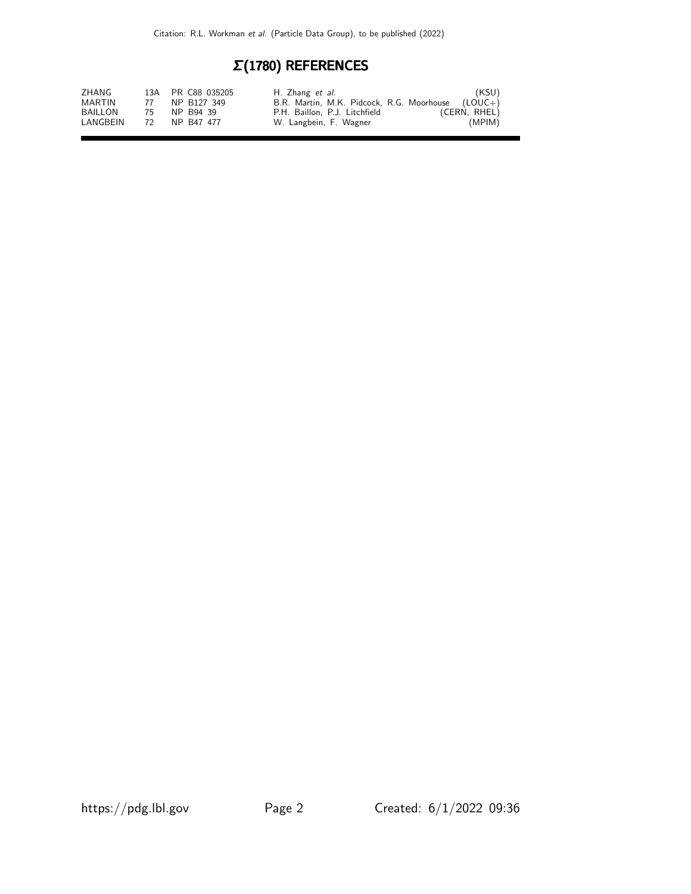## Σ(1780) REFERENCES

| | | | | |
|---|---|---|---|---|
| ZHANG | 13A | PR C88 035205 | H. Zhang *et al.* | (KSU) |
| MARTIN | 77 | NP B127 349 | B.R. Martin, M.K. Pidcock, R.G. Moorhouse | (LOUC+) |
| BAILLON | 75 | NP B94 39 | P.H. Baillon, P.J. Litchfield | (CERN, RHEL) |
| LANGBEIN | 72 | NP B47 477 | W. Langbein, F. Wagner | (MPIM) |